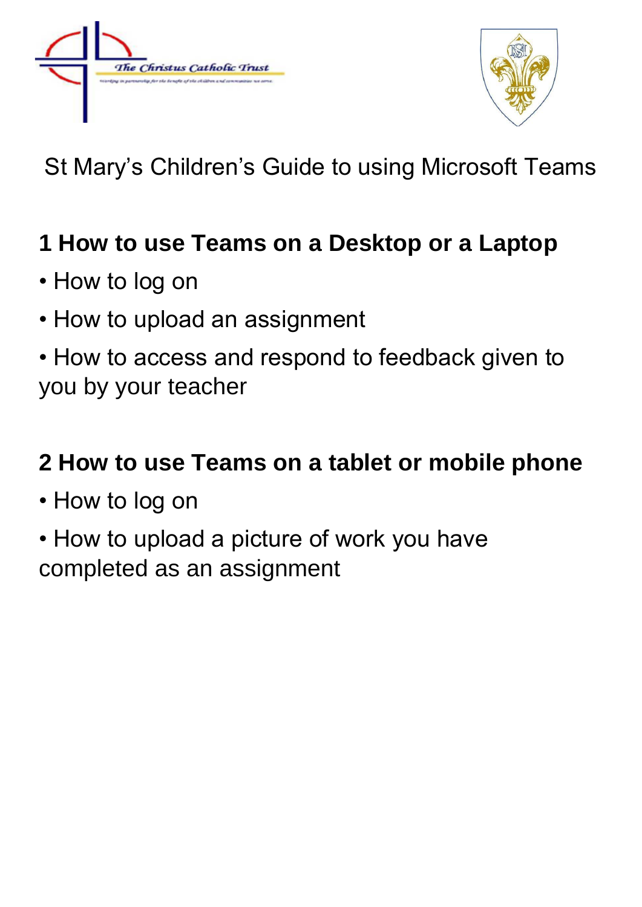# St Mary's Children's Guide to using Microsoft Teams

## 1 How to use Teams on a Desktop or a Laptop

- How to log on
- How to upload an assignment
- How to access and respond to feedback given to you by your teacher

## 2 How to use Teams on a tablet or mobile phone

- How to log on
- How to upload a picture of work you have completed as an assignment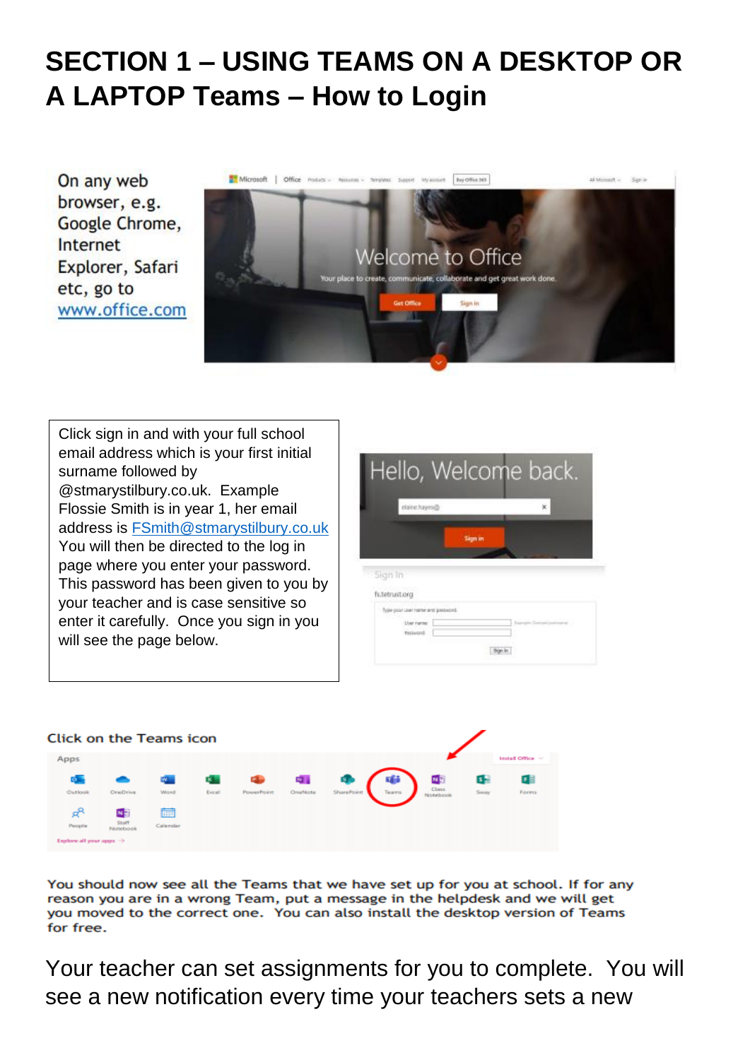# SECTION 1 – USING TEAMS ON A DESKTOP OR A LAPTOP Teams – How to Login

On any web browser, e.g. Google Chrome, Internet Explorer, Safari etc, go to www.office.com

Click sign in and with your full school email address which is your first initial surname followed by @stmarystilbury.co.uk. Example Flossie Smith is in year 1, her email address is FSmith@stmarystilbury.co.uk You will then be directed to the log in page where you enter your password. This password has been given to you by your teacher and is case sensitive so enter it carefully. Once you sign in you will see the page below.

Click on the Teams icon

You should now see all the Teams that we have set up for you at school. If for any reason you are in a wrong Team, put a message in the helpdesk and we will get you moved to the correct one. You can also install the desktop version of Teams for free.

Your teacher can set assignments for you to complete. You will see a new notification every time your teachers sets a new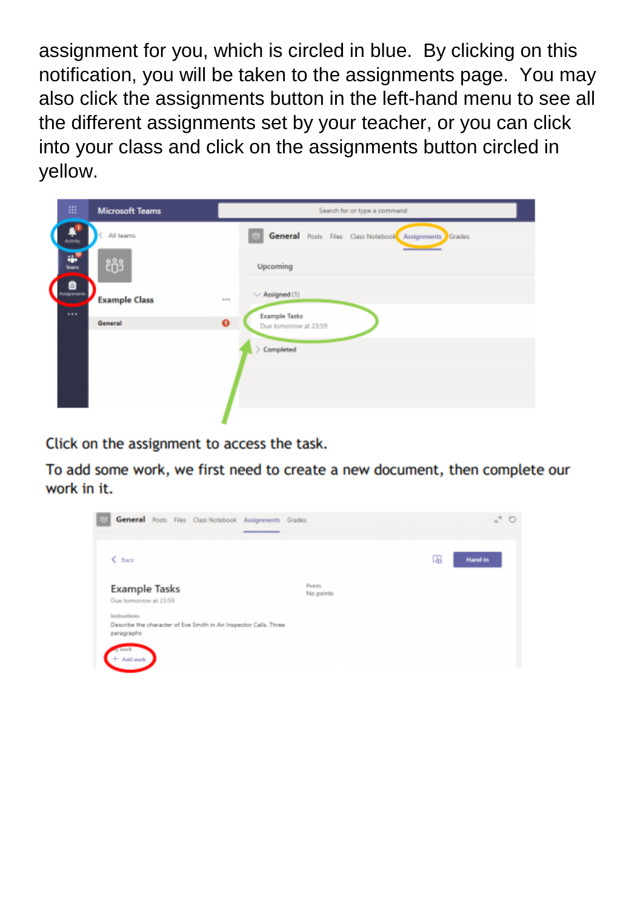assignment for you, which is circled in blue. By clicking on this notification, you will be taken to the assignments page. You may also click the assignments button in the left-hand menu to see all the different assignments set by your teacher, or you can click into your class and click on the assignments button circled in yellow.

Click on the assignment to access the task.

To add some work, we first need to create a new document, then complete our work in it.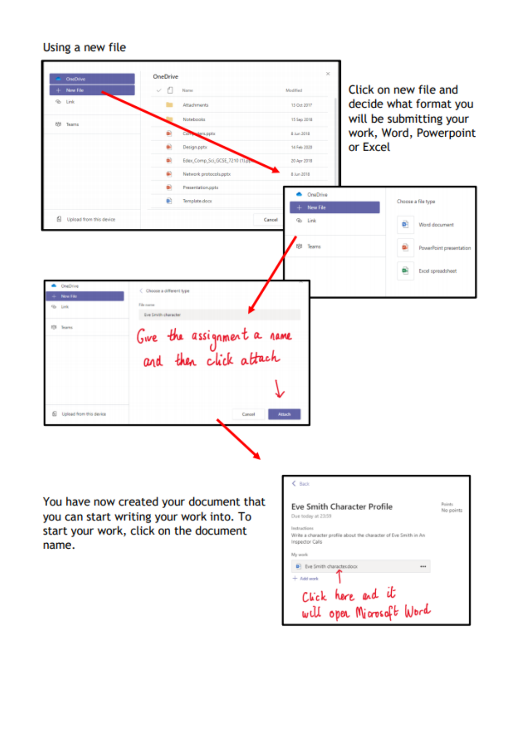Using a new file

Click on new file and decide what format you will be submitting your work, Word, Powerpoint or Excel

Give the assignment a name and then click attach

You have now created your document that you can start writing your work into. To start your work, click on the document name.

Click here and it will open Microsoft Word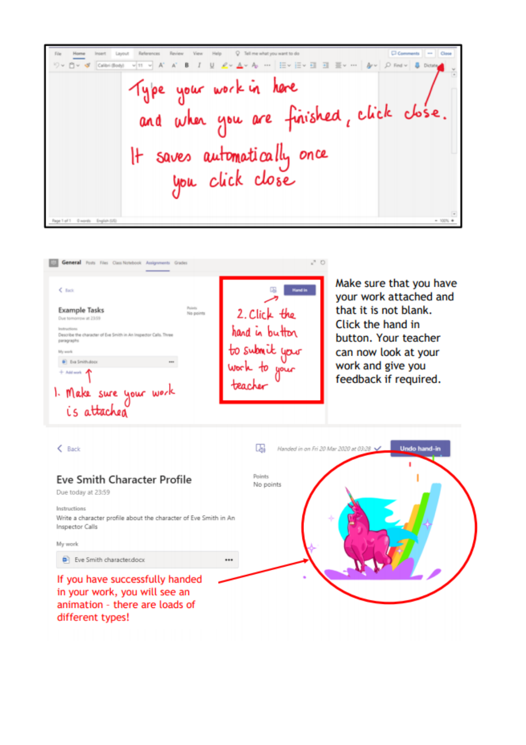Type your work in here and when you are finished, click close. It saves automatically once you click close

2. Click the hand in button to submit your work to your teacher

1. Make sure your work is attached

Make sure that you have your work attached and that it is not blank. Click the hand in button. Your teacher can now look at your work and give you feedback if required.

If you have successfully handed in your work, you will see an animation - there are loads of different types!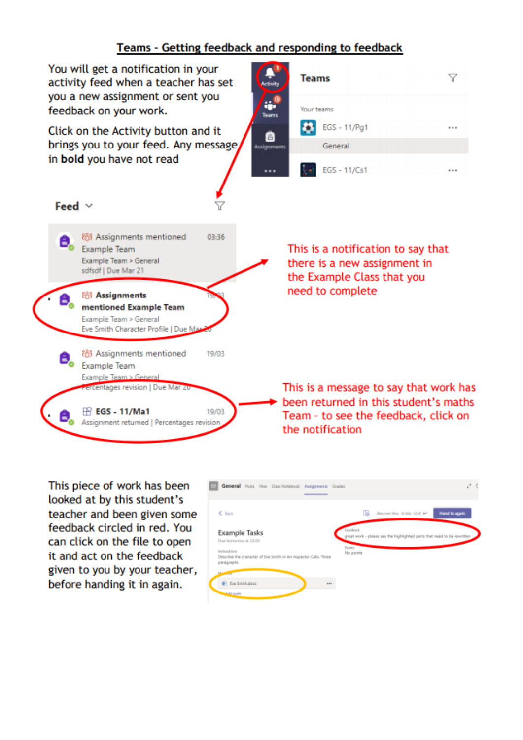# Teams - Getting feedback and responding to feedback

You will get a notification in your activity feed when a teacher has set you a new assignment or sent you feedback on your work.

Click on the Activity button and it brings you to your feed. Any message in **bold** you have not read

This is a notification to say that there is a new assignment in the Example Class that you need to complete

This is a message to say that work has been returned in this student's maths Team - to see the feedback, click on the notification

This piece of work has been looked at by this student's teacher and been given some feedback circled in red. You can click on the file to open it and act on the feedback given to you by your teacher, before handing it in again.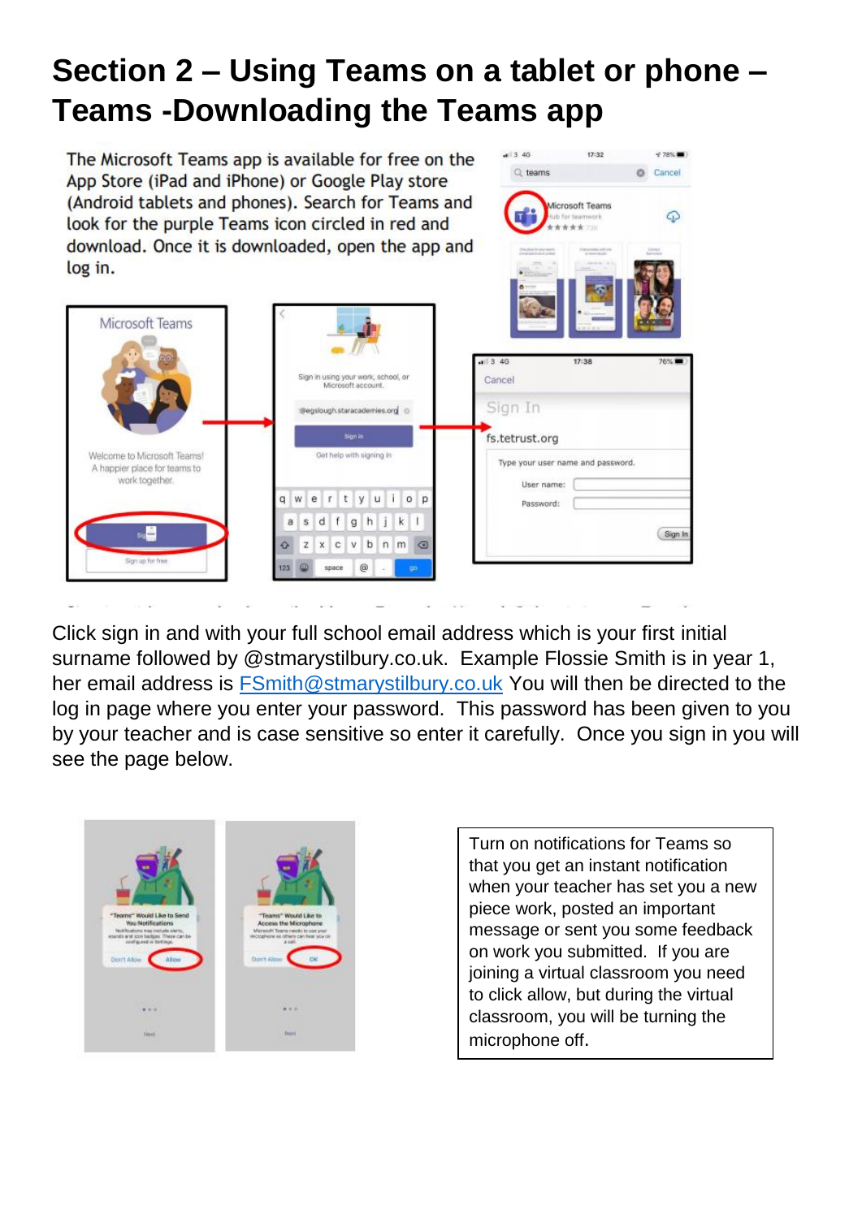# Section 2 – Using Teams on a tablet or phone – Teams -Downloading the Teams app

The Microsoft Teams app is available for free on the App Store (iPad and iPhone) or Google Play store (Android tablets and phones). Search for Teams and look for the purple Teams icon circled in red and download. Once it is downloaded, open the app and log in.

Click sign in and with your full school email address which is your first initial surname followed by @stmarystilbury.co.uk. Example Flossie Smith is in year 1, her email address is [FSmith@stmarystilbury.co.uk](mailto:FSmith@stmarystilbury.co.uk) You will then be directed to the log in page where you enter your password. This password has been given to you by your teacher and is case sensitive so enter it carefully. Once you sign in you will see the page below.

Turn on notifications for Teams so that you get an instant notification when your teacher has set you a new piece work, posted an important message or sent you some feedback on work you submitted. If you are joining a virtual classroom you need to click allow, but during the virtual classroom, you will be turning the microphone off.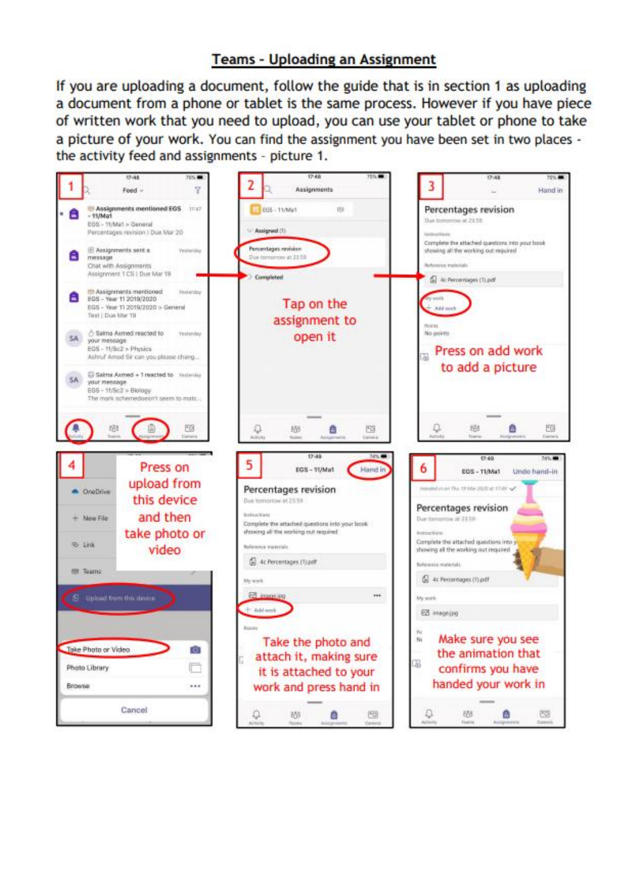## Teams - Uploading an Assignment

If you are uploading a document, follow the guide that is in section 1 as uploading a document from a phone or tablet is the same process. However if you have piece of written work that you need to upload, you can use your tablet or phone to take a picture of your work. You can find the assignment you have been set in two places - the activity feed and assignments - picture 1.

1

2

Tap on the assignment to open it

3

Press on add work to add a picture

4

Press on upload from this device and then take photo or video

5

Take the photo and attach it, making sure it is attached to your work and press hand in

6

Make sure you see the animation that confirms you have handed your work in